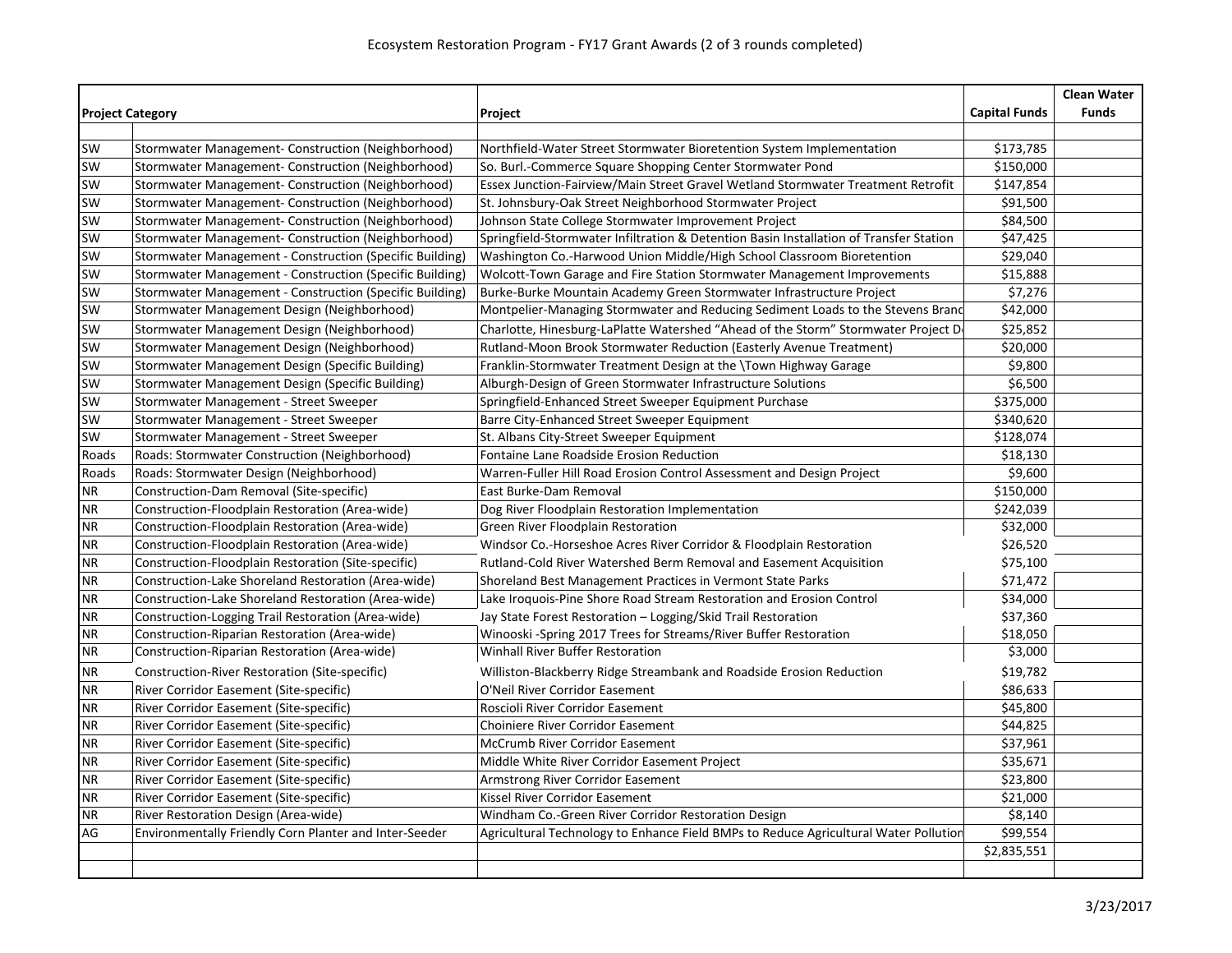# Ecosystem Restoration Program - FY17 Grant Awards (2 of 3 rounds completed)

| Project Category | | Project | Capital Funds | Clean Water Funds |
|---|---|---|---|---|
| SW | Stormwater Management- Construction (Neighborhood) | Northfield-Water Street Stormwater Bioretention System Implementation | $173,785 | |
| SW | Stormwater Management- Construction (Neighborhood) | So. Burl.-Commerce Square Shopping Center Stormwater Pond | $150,000 | |
| SW | Stormwater Management- Construction (Neighborhood) | Essex Junction-Fairview/Main Street Gravel Wetland Stormwater Treatment Retrofit | $147,854 | |
| SW | Stormwater Management- Construction (Neighborhood) | St. Johnsbury-Oak Street Neighborhood Stormwater Project | $91,500 | |
| SW | Stormwater Management- Construction (Neighborhood) | Johnson State College Stormwater Improvement Project | $84,500 | |
| SW | Stormwater Management- Construction (Neighborhood) | Springfield-Stormwater Infiltration & Detention Basin Installation of Transfer Station | $47,425 | |
| SW | Stormwater Management - Construction (Specific Building) | Washington Co.-Harwood Union Middle/High School Classroom Bioretention | $29,040 | |
| SW | Stormwater Management - Construction (Specific Building) | Wolcott-Town Garage and Fire Station Stormwater Management Improvements | $15,888 | |
| SW | Stormwater Management - Construction (Specific Building) | Burke-Burke Mountain Academy Green Stormwater Infrastructure Project | $7,276 | |
| SW | Stormwater Management Design (Neighborhood) | Montpelier-Managing Stormwater and Reducing Sediment Loads to the Stevens Branc | $42,000 | |
| SW | Stormwater Management Design (Neighborhood) | Charlotte, Hinesburg-LaPlatte Watershed "Ahead of the Storm" Stormwater Project D | $25,852 | |
| SW | Stormwater Management Design (Neighborhood) | Rutland-Moon Brook Stormwater Reduction (Easterly Avenue Treatment) | $20,000 | |
| SW | Stormwater Management Design (Specific Building) | Franklin-Stormwater Treatment Design at the \Town Highway Garage | $9,800 | |
| SW | Stormwater Management Design (Specific Building) | Alburgh-Design of Green Stormwater Infrastructure Solutions | $6,500 | |
| SW | Stormwater Management - Street Sweeper | Springfield-Enhanced Street Sweeper Equipment Purchase | $375,000 | |
| SW | Stormwater Management - Street Sweeper | Barre City-Enhanced Street Sweeper Equipment | $340,620 | |
| SW | Stormwater Management - Street Sweeper | St. Albans City-Street Sweeper Equipment | $128,074 | |
| Roads | Roads: Stormwater Construction (Neighborhood) | Fontaine Lane Roadside Erosion Reduction | $18,130 | |
| Roads | Roads: Stormwater Design (Neighborhood) | Warren-Fuller Hill Road Erosion Control Assessment and Design Project | $9,600 | |
| NR | Construction-Dam Removal (Site-specific) | East Burke-Dam Removal | $150,000 | |
| NR | Construction-Floodplain Restoration (Area-wide) | Dog River Floodplain Restoration Implementation | $242,039 | |
| NR | Construction-Floodplain Restoration (Area-wide) | Green River Floodplain Restoration | $32,000 | |
| NR | Construction-Floodplain Restoration (Area-wide) | Windsor Co.-Horseshoe Acres River Corridor & Floodplain Restoration | $26,520 | |
| NR | Construction-Floodplain Restoration (Site-specific) | Rutland-Cold River Watershed Berm Removal and Easement Acquisition | $75,100 | |
| NR | Construction-Lake Shoreland Restoration (Area-wide) | Shoreland Best Management Practices in Vermont State Parks | $71,472 | |
| NR | Construction-Lake Shoreland Restoration (Area-wide) | Lake Iroquois-Pine Shore Road Stream Restoration and Erosion Control | $34,000 | |
| NR | Construction-Logging Trail Restoration (Area-wide) | Jay State Forest Restoration – Logging/Skid Trail Restoration | $37,360 | |
| NR | Construction-Riparian Restoration (Area-wide) | Winooski -Spring 2017 Trees for Streams/River Buffer Restoration | $18,050 | |
| NR | Construction-Riparian Restoration (Area-wide) | Winhall River Buffer Restoration | $3,000 | |
| NR | Construction-River Restoration (Site-specific) | Williston-Blackberry Ridge Streambank and Roadside Erosion Reduction | $19,782 | |
| NR | River Corridor Easement (Site-specific) | O'Neil River Corridor Easement | $86,633 | |
| NR | River Corridor Easement (Site-specific) | Roscioli River Corridor Easement | $45,800 | |
| NR | River Corridor Easement (Site-specific) | Choiniere River Corridor Easement | $44,825 | |
| NR | River Corridor Easement (Site-specific) | McCrumb River Corridor Easement | $37,961 | |
| NR | River Corridor Easement (Site-specific) | Middle White River Corridor Easement Project | $35,671 | |
| NR | River Corridor Easement (Site-specific) | Armstrong River Corridor Easement | $23,800 | |
| NR | River Corridor Easement (Site-specific) | Kissel River Corridor Easement | $21,000 | |
| NR | River Restoration Design (Area-wide) | Windham Co.-Green River Corridor Restoration Design | $8,140 | |
| AG | Environmentally Friendly Corn Planter and Inter-Seeder | Agricultural Technology to Enhance Field BMPs to Reduce Agricultural Water Pollution | $99,554 | |
| | | | $2,835,551 | |

3/23/2017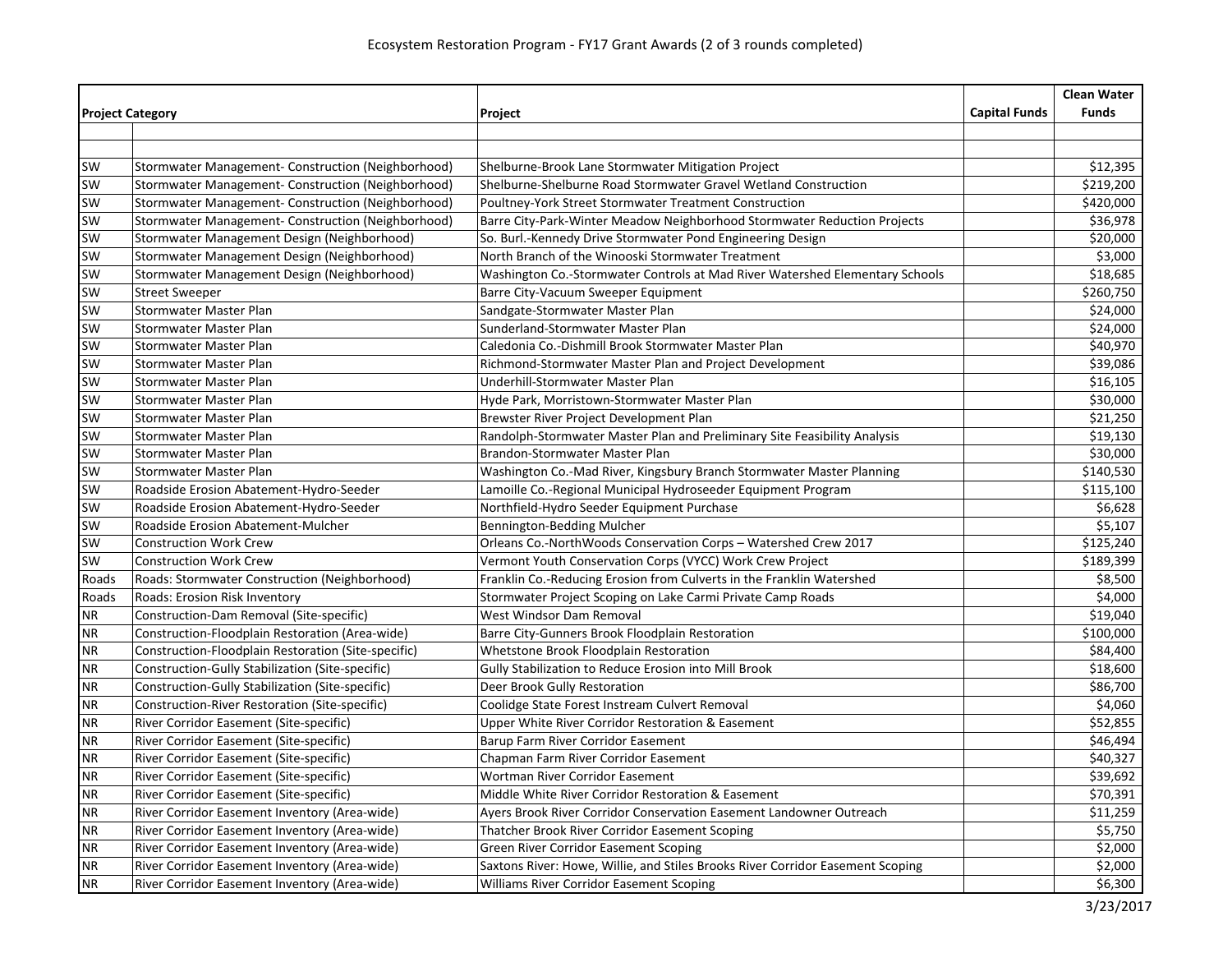# Ecosystem Restoration Program - FY17 Grant Awards (2 of 3 rounds completed)

| Project Category | | Project | Capital Funds | Clean Water Funds |
|---|---|---|---|---|
| | | | | |
| | | | | |
| SW | Stormwater Management- Construction (Neighborhood) | Shelburne-Brook Lane Stormwater Mitigation Project | | $12,395 |
| SW | Stormwater Management- Construction (Neighborhood) | Shelburne-Shelburne Road Stormwater Gravel Wetland Construction | | $219,200 |
| SW | Stormwater Management- Construction (Neighborhood) | Poultney-York Street Stormwater Treatment Construction | | $420,000 |
| SW | Stormwater Management- Construction (Neighborhood) | Barre City-Park-Winter Meadow Neighborhood Stormwater Reduction Projects | | $36,978 |
| SW | Stormwater Management Design (Neighborhood) | So. Burl.-Kennedy Drive Stormwater Pond Engineering Design | | $20,000 |
| SW | Stormwater Management Design (Neighborhood) | North Branch of the Winooski Stormwater Treatment | | $3,000 |
| SW | Stormwater Management Design (Neighborhood) | Washington Co.-Stormwater Controls at Mad River Watershed Elementary Schools | | $18,685 |
| SW | Street Sweeper | Barre City-Vacuum Sweeper Equipment | | $260,750 |
| SW | Stormwater Master Plan | Sandgate-Stormwater Master Plan | | $24,000 |
| SW | Stormwater Master Plan | Sunderland-Stormwater Master Plan | | $24,000 |
| SW | Stormwater Master Plan | Caledonia Co.-Dishmill Brook Stormwater Master Plan | | $40,970 |
| SW | Stormwater Master Plan | Richmond-Stormwater Master Plan and Project Development | | $39,086 |
| SW | Stormwater Master Plan | Underhill-Stormwater Master Plan | | $16,105 |
| SW | Stormwater Master Plan | Hyde Park, Morristown-Stormwater Master Plan | | $30,000 |
| SW | Stormwater Master Plan | Brewster River Project Development Plan | | $21,250 |
| SW | Stormwater Master Plan | Randolph-Stormwater Master Plan and Preliminary Site Feasibility Analysis | | $19,130 |
| SW | Stormwater Master Plan | Brandon-Stormwater Master Plan | | $30,000 |
| SW | Stormwater Master Plan | Washington Co.-Mad River, Kingsbury Branch Stormwater Master Planning | | $140,530 |
| SW | Roadside Erosion Abatement-Hydro-Seeder | Lamoille Co.-Regional Municipal Hydroseeder Equipment Program | | $115,100 |
| SW | Roadside Erosion Abatement-Hydro-Seeder | Northfield-Hydro Seeder Equipment Purchase | | $6,628 |
| SW | Roadside Erosion Abatement-Mulcher | Bennington-Bedding Mulcher | | $5,107 |
| SW | Construction Work Crew | Orleans Co.-NorthWoods Conservation Corps – Watershed Crew 2017 | | $125,240 |
| SW | Construction Work Crew | Vermont Youth Conservation Corps (VYCC) Work Crew Project | | $189,399 |
| Roads | Roads: Stormwater Construction (Neighborhood) | Franklin Co.-Reducing Erosion from Culverts in the Franklin Watershed | | $8,500 |
| Roads | Roads: Erosion Risk Inventory | Stormwater Project Scoping on Lake Carmi Private Camp Roads | | $4,000 |
| NR | Construction-Dam Removal (Site-specific) | West Windsor Dam Removal | | $19,040 |
| NR | Construction-Floodplain Restoration (Area-wide) | Barre City-Gunners Brook Floodplain Restoration | | $100,000 |
| NR | Construction-Floodplain Restoration (Site-specific) | Whetstone Brook Floodplain Restoration | | $84,400 |
| NR | Construction-Gully Stabilization (Site-specific) | Gully Stabilization to Reduce Erosion into Mill Brook | | $18,600 |
| NR | Construction-Gully Stabilization (Site-specific) | Deer Brook Gully Restoration | | $86,700 |
| NR | Construction-River Restoration (Site-specific) | Coolidge State Forest Instream Culvert Removal | | $4,060 |
| NR | River Corridor Easement (Site-specific) | Upper White River Corridor Restoration & Easement | | $52,855 |
| NR | River Corridor Easement (Site-specific) | Barup Farm River Corridor Easement | | $46,494 |
| NR | River Corridor Easement (Site-specific) | Chapman Farm River Corridor Easement | | $40,327 |
| NR | River Corridor Easement (Site-specific) | Wortman River Corridor Easement | | $39,692 |
| NR | River Corridor Easement (Site-specific) | Middle White River Corridor Restoration & Easement | | $70,391 |
| NR | River Corridor Easement Inventory (Area-wide) | Ayers Brook River Corridor Conservation Easement Landowner Outreach | | $11,259 |
| NR | River Corridor Easement Inventory (Area-wide) | Thatcher Brook River Corridor Easement Scoping | | $5,750 |
| NR | River Corridor Easement Inventory (Area-wide) | Green River Corridor Easement Scoping | | $2,000 |
| NR | River Corridor Easement Inventory (Area-wide) | Saxtons River: Howe, Willie, and Stiles Brooks River Corridor Easement Scoping | | $2,000 |
| NR | River Corridor Easement Inventory (Area-wide) | Williams River Corridor Easement Scoping | | $6,300 |

3/23/2017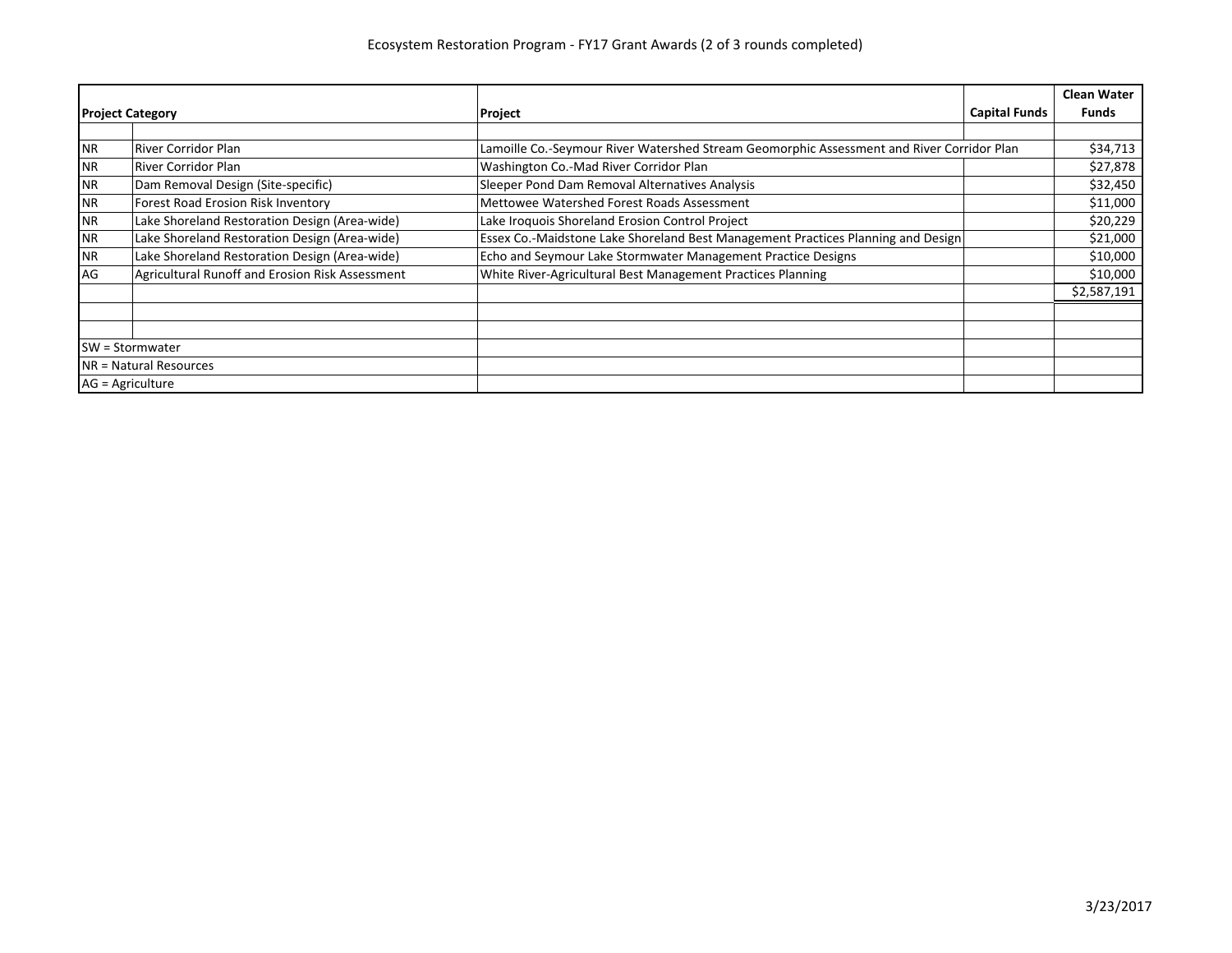Ecosystem Restoration Program - FY17 Grant Awards (2 of 3 rounds completed)

| Project Category | | Project | Capital Funds | Clean Water Funds |
|---|---|---|---|---|
| | | | | |
| NR | River Corridor Plan | Lamoille Co.-Seymour River Watershed Stream Geomorphic Assessment and River Corridor Plan | | $34,713 |
| NR | River Corridor Plan | Washington Co.-Mad River Corridor Plan | | $27,878 |
| NR | Dam Removal Design (Site-specific) | Sleeper Pond Dam Removal Alternatives Analysis | | $32,450 |
| NR | Forest Road Erosion Risk Inventory | Mettowee Watershed Forest Roads Assessment | | $11,000 |
| NR | Lake Shoreland Restoration Design (Area-wide) | Lake Iroquois Shoreland Erosion Control Project | | $20,229 |
| NR | Lake Shoreland Restoration Design (Area-wide) | Essex Co.-Maidstone Lake Shoreland Best Management Practices Planning and Design | | $21,000 |
| NR | Lake Shoreland Restoration Design (Area-wide) | Echo and Seymour Lake Stormwater Management Practice Designs | | $10,000 |
| AG | Agricultural Runoff and Erosion Risk Assessment | White River-Agricultural Best Management Practices Planning | | $10,000 |
| | | | | $2,587,191 |
| | | | | |
| | | | | |
| SW = Stormwater | | | | |
| NR = Natural Resources | | | | |
| AG = Agriculture | | | | |

3/23/2017